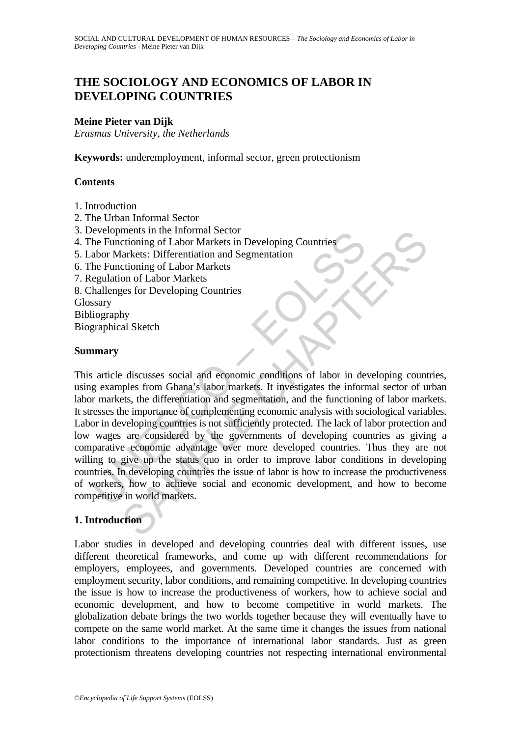# THE SOCIOLOGY AND ECONOMICS OF LABOR IN DEVELOPING COUNTRIES

**Meine Pieter van Dijk**
*Erasmus University, the Netherlands*

**Keywords:** underemployment, informal sector, green protectionism

## Contents

1. Introduction
2. The Urban Informal Sector
3. Developments in the Informal Sector
4. The Functioning of Labor Markets in Developing Countries
5. Labor Markets: Differentiation and Segmentation
6. The Functioning of Labor Markets
7. Regulation of Labor Markets
8. Challenges for Developing Countries

Glossary
Bibliography
Biographical Sketch

## Summary

This article discusses social and economic conditions of labor in developing countries, using examples from Ghana's labor markets. It investigates the informal sector of urban labor markets, the differentiation and segmentation, and the functioning of labor markets. It stresses the importance of complementing economic analysis with sociological variables. Labor in developing countries is not sufficiently protected. The lack of labor protection and low wages are considered by the governments of developing countries as giving a comparative economic advantage over more developed countries. Thus they are not willing to give up the status quo in order to improve labor conditions in developing countries. In developing countries the issue of labor is how to increase the productiveness of workers, how to achieve social and economic development, and how to become competitive in world markets.

## 1. Introduction

Labor studies in developed and developing countries deal with different issues, use different theoretical frameworks, and come up with different recommendations for employers, employees, and governments. Developed countries are concerned with employment security, labor conditions, and remaining competitive. In developing countries the issue is how to increase the productiveness of workers, how to achieve social and economic development, and how to become competitive in world markets. The globalization debate brings the two worlds together because they will eventually have to compete on the same world market. At the same time it changes the issues from national labor conditions to the importance of international labor standards. Just as green protectionism threatens developing countries not respecting international environmental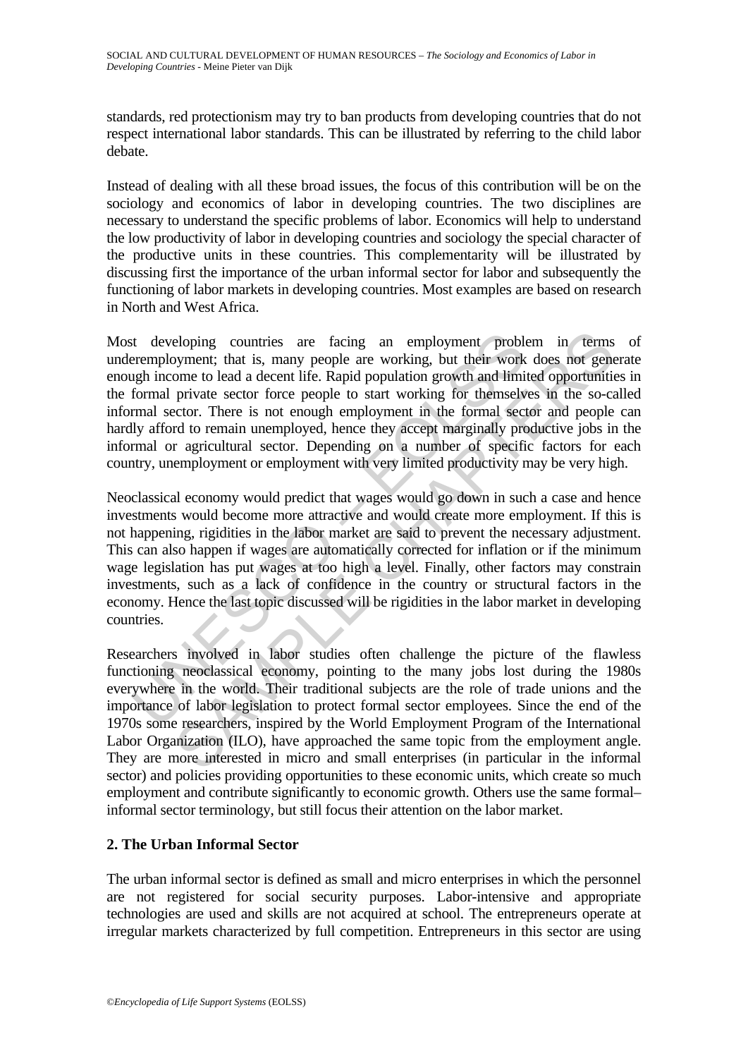standards, red protectionism may try to ban products from developing countries that do not respect international labor standards. This can be illustrated by referring to the child labor debate.

Instead of dealing with all these broad issues, the focus of this contribution will be on the sociology and economics of labor in developing countries. The two disciplines are necessary to understand the specific problems of labor. Economics will help to understand the low productivity of labor in developing countries and sociology the special character of the productive units in these countries. This complementarity will be illustrated by discussing first the importance of the urban informal sector for labor and subsequently the functioning of labor markets in developing countries. Most examples are based on research in North and West Africa.

Most developing countries are facing an employment problem in terms of underemployment; that is, many people are working, but their work does not generate enough income to lead a decent life. Rapid population growth and limited opportunities in the formal private sector force people to start working for themselves in the so-called informal sector. There is not enough employment in the formal sector and people can hardly afford to remain unemployed, hence they accept marginally productive jobs in the informal or agricultural sector. Depending on a number of specific factors for each country, unemployment or employment with very limited productivity may be very high.

Neoclassical economy would predict that wages would go down in such a case and hence investments would become more attractive and would create more employment. If this is not happening, rigidities in the labor market are said to prevent the necessary adjustment. This can also happen if wages are automatically corrected for inflation or if the minimum wage legislation has put wages at too high a level. Finally, other factors may constrain investments, such as a lack of confidence in the country or structural factors in the economy. Hence the last topic discussed will be rigidities in the labor market in developing countries.

Researchers involved in labor studies often challenge the picture of the flawless functioning neoclassical economy, pointing to the many jobs lost during the 1980s everywhere in the world. Their traditional subjects are the role of trade unions and the importance of labor legislation to protect formal sector employees. Since the end of the 1970s some researchers, inspired by the World Employment Program of the International Labor Organization (ILO), have approached the same topic from the employment angle. They are more interested in micro and small enterprises (in particular in the informal sector) and policies providing opportunities to these economic units, which create so much employment and contribute significantly to economic growth. Others use the same formal–informal sector terminology, but still focus their attention on the labor market.

## 2. The Urban Informal Sector

The urban informal sector is defined as small and micro enterprises in which the personnel are not registered for social security purposes. Labor-intensive and appropriate technologies are used and skills are not acquired at school. The entrepreneurs operate at irregular markets characterized by full competition. Entrepreneurs in this sector are using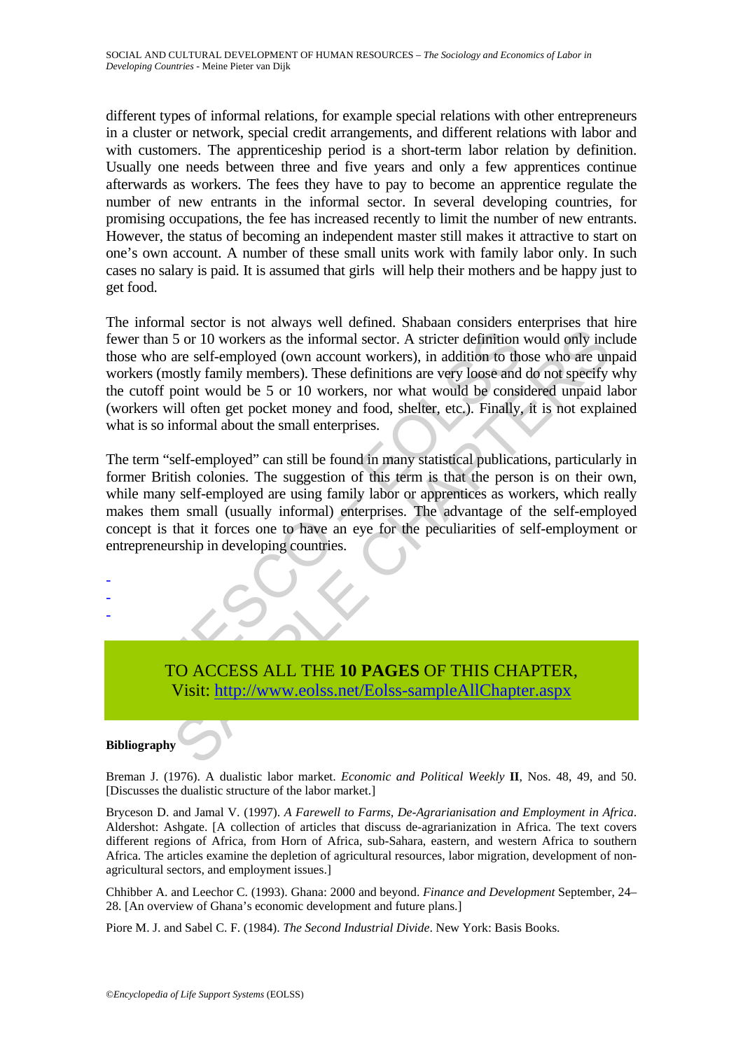different types of informal relations, for example special relations with other entrepreneurs in a cluster or network, special credit arrangements, and different relations with labor and with customers. The apprenticeship period is a short-term labor relation by definition. Usually one needs between three and five years and only a few apprentices continue afterwards as workers. The fees they have to pay to become an apprentice regulate the number of new entrants in the informal sector. In several developing countries, for promising occupations, the fee has increased recently to limit the number of new entrants. However, the status of becoming an independent master still makes it attractive to start on one's own account. A number of these small units work with family labor only. In such cases no salary is paid. It is assumed that girls will help their mothers and be happy just to get food.

The informal sector is not always well defined. Shabaan considers enterprises that hire fewer than 5 or 10 workers as the informal sector. A stricter definition would only include those who are self-employed (own account workers), in addition to those who are unpaid workers (mostly family members). These definitions are very loose and do not specify why the cutoff point would be 5 or 10 workers, nor what would be considered unpaid labor (workers will often get pocket money and food, shelter, etc.). Finally, it is not explained what is so informal about the small enterprises.

The term "self-employed" can still be found in many statistical publications, particularly in former British colonies. The suggestion of this term is that the person is on their own, while many self-employed are using family labor or apprentices as workers, which really makes them small (usually informal) enterprises. The advantage of the self-employed concept is that it forces one to have an eye for the peculiarities of self-employment or entrepreneurship in developing countries.

-
-
-

TO ACCESS ALL THE **10 PAGES** OF THIS CHAPTER,
Visit: http://www.eolss.net/Eolss-sampleAllChapter.aspx

**Bibliography**

Breman J. (1976). A dualistic labor market. *Economic and Political Weekly* **II**, Nos. 48, 49, and 50. [Discusses the dualistic structure of the labor market.]

Bryceson D. and Jamal V. (1997). *A Farewell to Farms, De-Agrarianisation and Employment in Africa*. Aldershot: Ashgate. [A collection of articles that discuss de-agrarianization in Africa. The text covers different regions of Africa, from Horn of Africa, sub-Sahara, eastern, and western Africa to southern Africa. The articles examine the depletion of agricultural resources, labor migration, development of non-agricultural sectors, and employment issues.]

Chhibber A. and Leechor C. (1993). Ghana: 2000 and beyond. *Finance and Development* September, 24–28. [An overview of Ghana's economic development and future plans.]

Piore M. J. and Sabel C. F. (1984). *The Second Industrial Divide*. New York: Basis Books.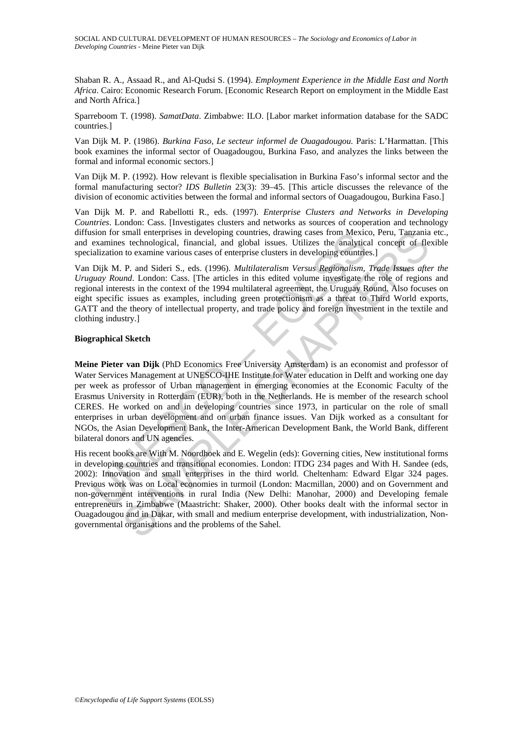Shaban R. A., Assaad R., and Al-Qudsi S. (1994). *Employment Experience in the Middle East and North Africa*. Cairo: Economic Research Forum. [Economic Research Report on employment in the Middle East and North Africa.]

Sparreboom T. (1998). *SamatData*. Zimbabwe: ILO. [Labor market information database for the SADC countries.]

Van Dijk M. P. (1986). *Burkina Faso, Le secteur informel de Ouagadougou.* Paris: L'Harmattan. [This book examines the informal sector of Ouagadougou, Burkina Faso, and analyzes the links between the formal and informal economic sectors.]

Van Dijk M. P. (1992). How relevant is flexible specialisation in Burkina Faso's informal sector and the formal manufacturing sector? *IDS Bulletin* 23(3): 39–45. [This article discusses the relevance of the division of economic activities between the formal and informal sectors of Ouagadougou, Burkina Faso.]

Van Dijk M. P. and Rabellotti R., eds. (1997). *Enterprise Clusters and Networks in Developing Countries*. London: Cass. [Investigates clusters and networks as sources of cooperation and technology diffusion for small enterprises in developing countries, drawing cases from Mexico, Peru, Tanzania etc., and examines technological, financial, and global issues. Utilizes the analytical concept of flexible specialization to examine various cases of enterprise clusters in developing countries.]

Van Dijk M. P. and Sideri S., eds. (1996). *Multilateralism Versus Regionalism, Trade Issues after the Uruguay Round*. London: Cass. [The articles in this edited volume investigate the role of regions and regional interests in the context of the 1994 multilateral agreement, the Uruguay Round. Also focuses on eight specific issues as examples, including green protectionism as a threat to Third World exports, GATT and the theory of intellectual property, and trade policy and foreign investment in the textile and clothing industry.]

**Biographical Sketch**

**Meine Pieter van Dijk** (PhD Economics Free University Amsterdam) is an economist and professor of Water Services Management at UNESCO-IHE Institute for Water education in Delft and working one day per week as professor of Urban management in emerging economies at the Economic Faculty of the Erasmus University in Rotterdam (EUR), both in the Netherlands. He is member of the research school CERES. He worked on and in developing countries since 1973, in particular on the role of small enterprises in urban development and on urban finance issues. Van Dijk worked as a consultant for NGOs, the Asian Development Bank, the Inter-American Development Bank, the World Bank, different bilateral donors and UN agencies.

His recent books are With M. Noordhoek and E. Wegelin (eds): Governing cities, New institutional forms in developing countries and transitional economies. London: ITDG 234 pages and With H. Sandee (eds, 2002): Innovation and small enterprises in the third world. Cheltenham: Edward Elgar 324 pages. Previous work was on Local economies in turmoil (London: Macmillan, 2000) and on Government and non-government interventions in rural India (New Delhi: Manohar, 2000) and Developing female entrepreneurs in Zimbabwe (Maastricht: Shaker, 2000). Other books dealt with the informal sector in Ouagadougou and in Dakar, with small and medium enterprise development, with industrialization, Non-governmental organisations and the problems of the Sahel.